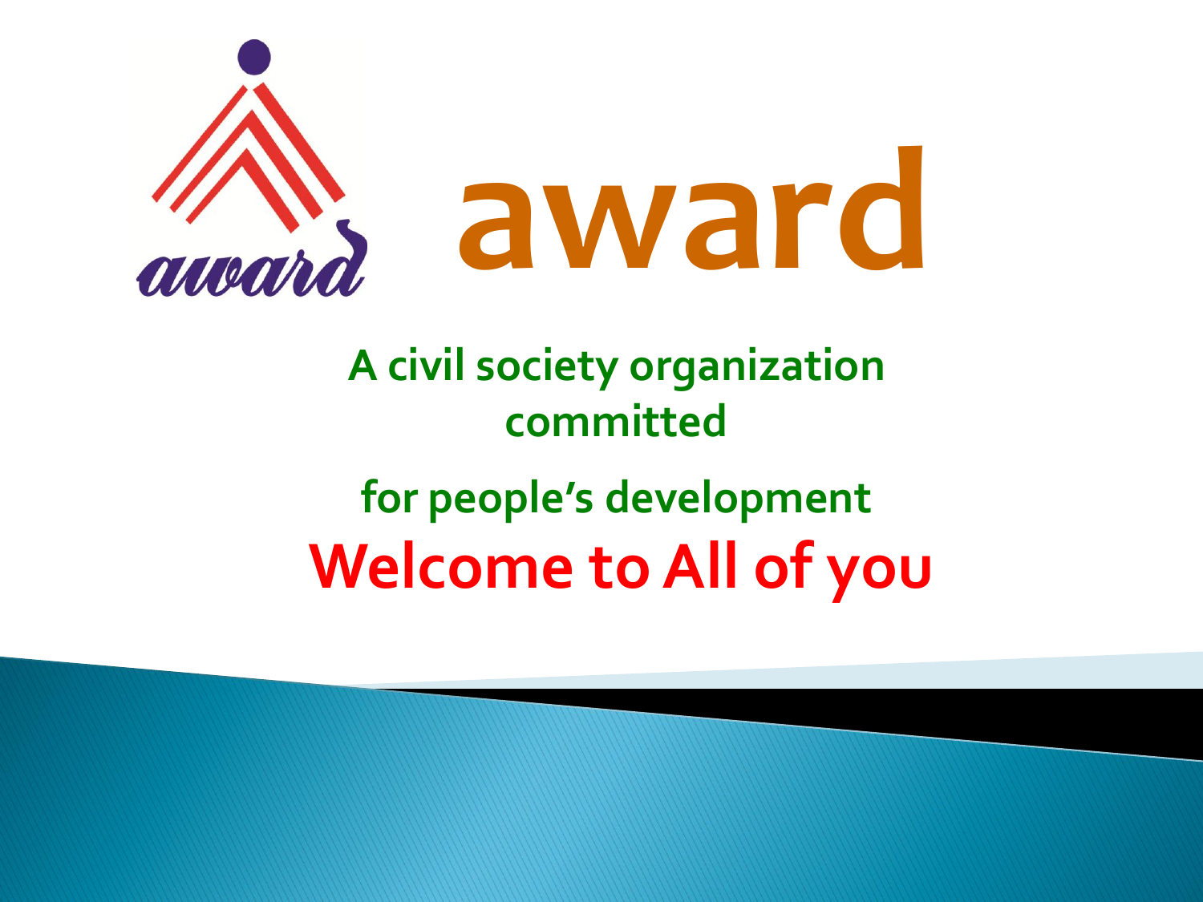# award

**A civil society organization committed**

**for people's development**

# Welcome to All of you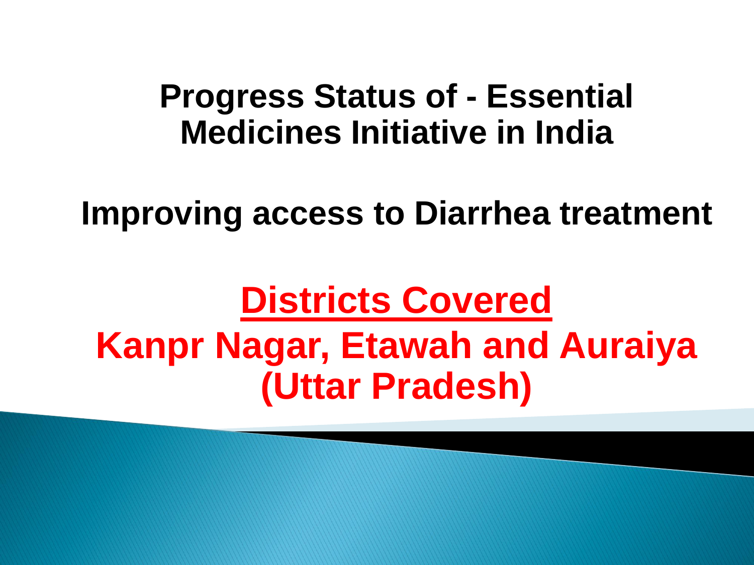# Progress Status of - Essential Medicines Initiative in India

## Improving access to Diarrhea treatment

## <u>Districts Covered</u>

## Kanpr Nagar, Etawah and Auraiya (Uttar Pradesh)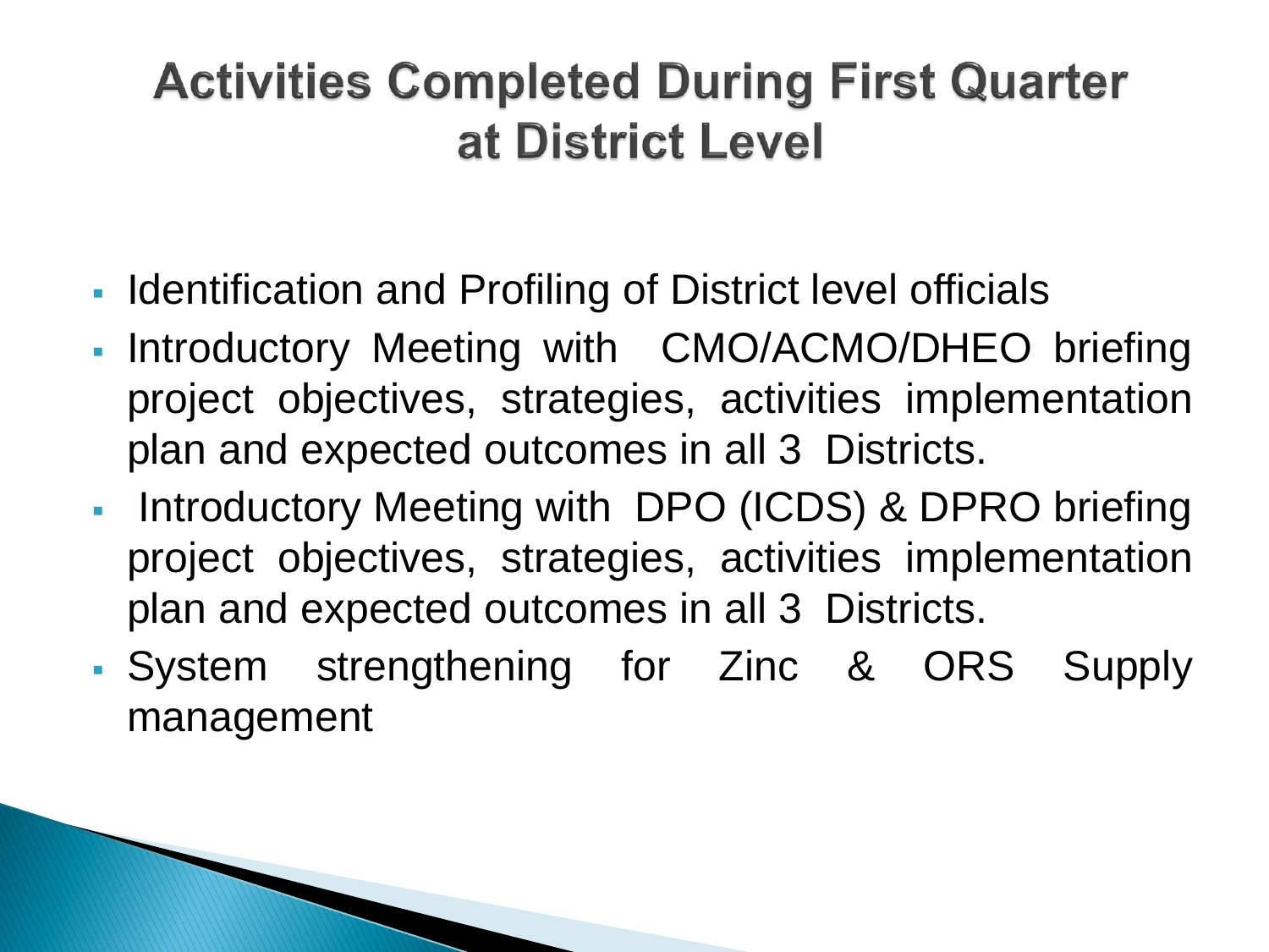# Activities Completed During First Quarter at District Level

- Identification and Profiling of District level officials
- Introductory Meeting with CMO/ACMO/DHEO briefing project objectives, strategies, activities implementation plan and expected outcomes in all 3 Districts.
- Introductory Meeting with DPO (ICDS) & DPRO briefing project objectives, strategies, activities implementation plan and expected outcomes in all 3 Districts.
- System strengthening for Zinc & ORS Supply management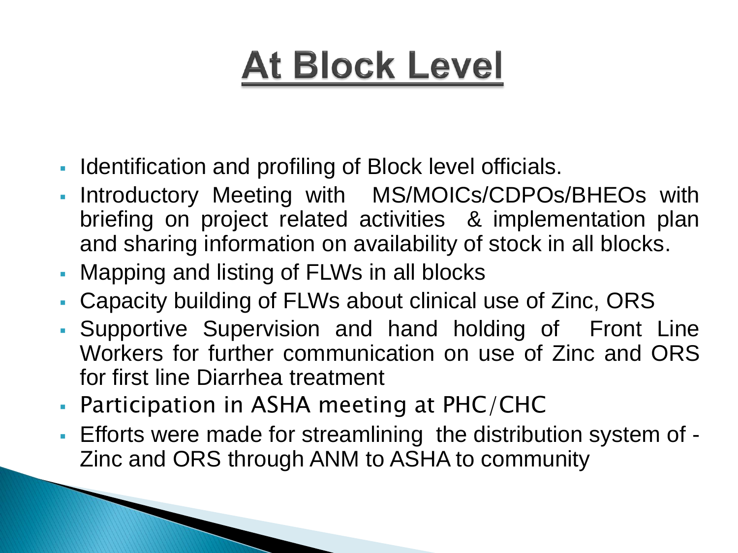# At Block Level

- Identification and profiling of Block level officials.
- Introductory Meeting with MS/MOICs/CDPOs/BHEOs with briefing on project related activities & implementation plan and sharing information on availability of stock in all blocks.
- Mapping and listing of FLWs in all blocks
- Capacity building of FLWs about clinical use of Zinc, ORS
- Supportive Supervision and hand holding of Front Line Workers for further communication on use of Zinc and ORS for first line Diarrhea treatment
- Participation in ASHA meeting at PHC/CHC
- Efforts were made for streamlining the distribution system of - Zinc and ORS through ANM to ASHA to community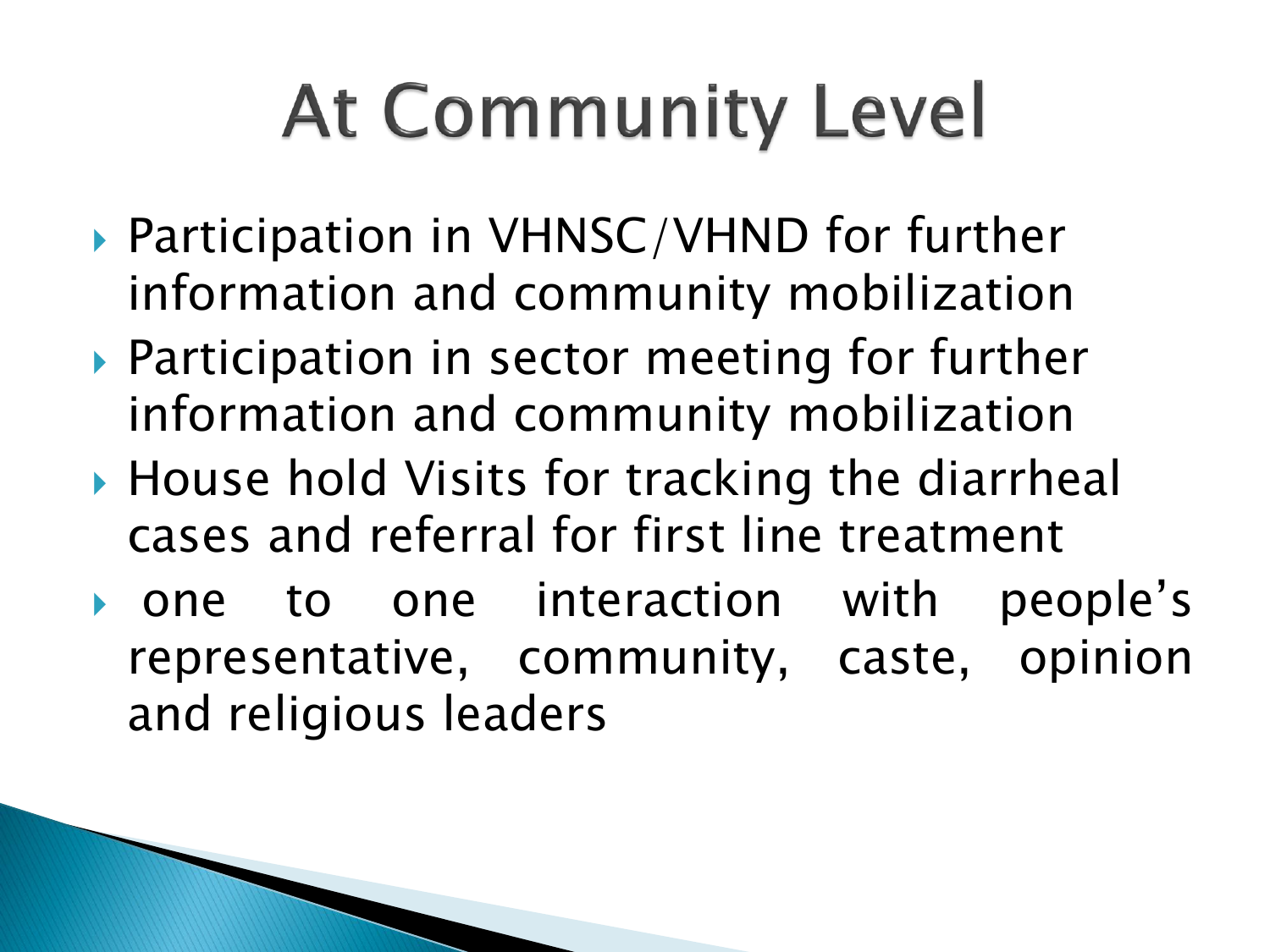# At Community Level

- Participation in VHNSC/VHND for further information and community mobilization
- Participation in sector meeting for further information and community mobilization
- House hold Visits for tracking the diarrheal cases and referral for first line treatment
- one to one interaction with people's representative, community, caste, opinion and religious leaders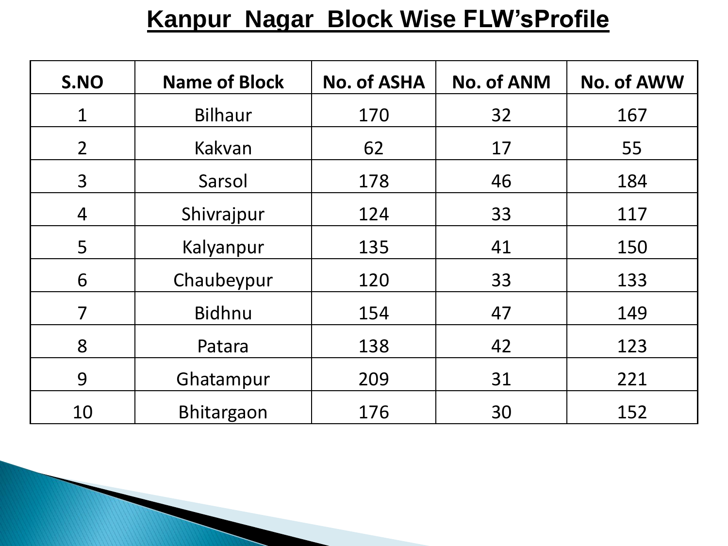# Kanpur Nagar Block Wise FLW'sProfile

| S.NO | Name of Block | No. of ASHA | No. of ANM | No. of AWW |
|---|---|---|---|---|
| 1 | Bilhaur | 170 | 32 | 167 |
| 2 | Kakvan | 62 | 17 | 55 |
| 3 | Sarsol | 178 | 46 | 184 |
| 4 | Shivrajpur | 124 | 33 | 117 |
| 5 | Kalyanpur | 135 | 41 | 150 |
| 6 | Chaubeypur | 120 | 33 | 133 |
| 7 | Bidhnu | 154 | 47 | 149 |
| 8 | Patara | 138 | 42 | 123 |
| 9 | Ghatampur | 209 | 31 | 221 |
| 10 | Bhitargaon | 176 | 30 | 152 |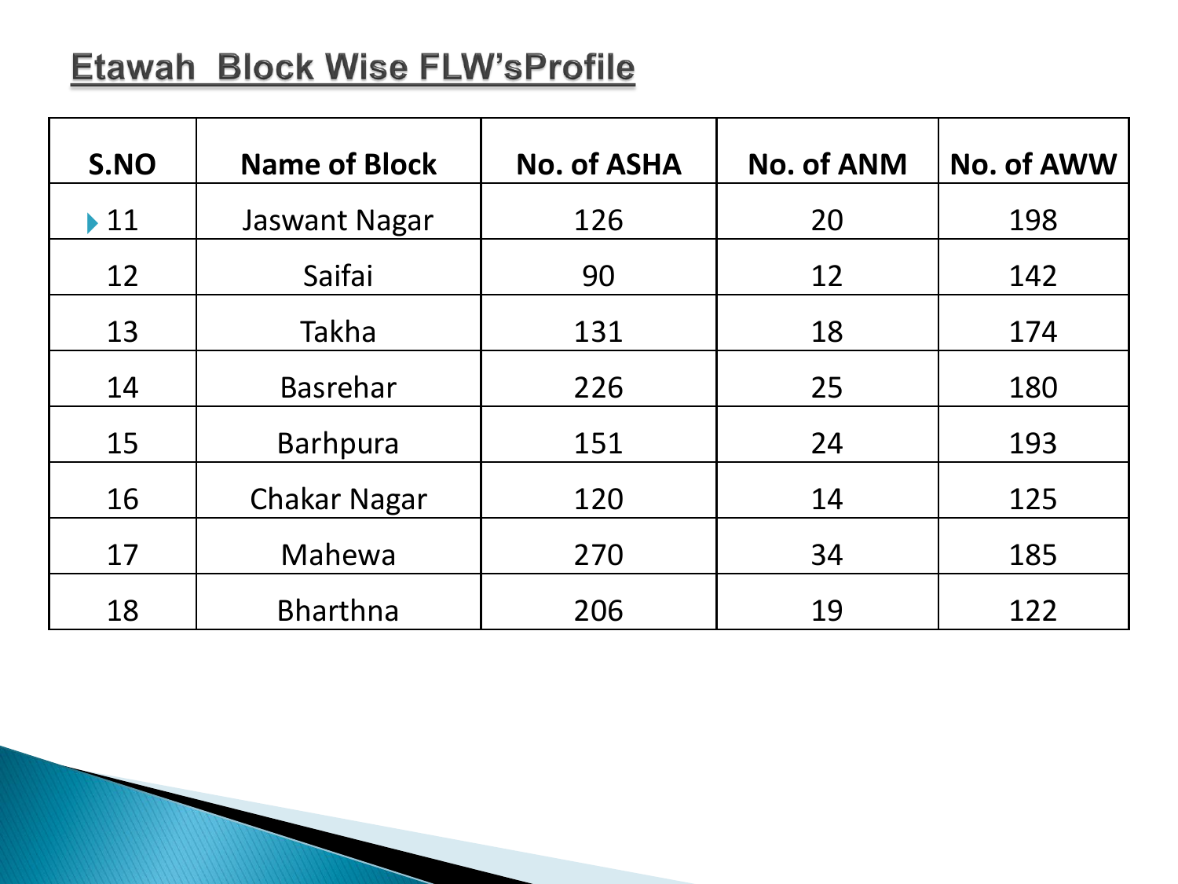## Etawah Block Wise FLW'sProfile

| S.NO | Name of Block | No. of ASHA | No. of ANM | No. of AWW |
|---|---|---|---|---|
| 11 | Jaswant Nagar | 126 | 20 | 198 |
| 12 | Saifai | 90 | 12 | 142 |
| 13 | Takha | 131 | 18 | 174 |
| 14 | Basrehar | 226 | 25 | 180 |
| 15 | Barhpura | 151 | 24 | 193 |
| 16 | Chakar Nagar | 120 | 14 | 125 |
| 17 | Mahewa | 270 | 34 | 185 |
| 18 | Bharthna | 206 | 19 | 122 |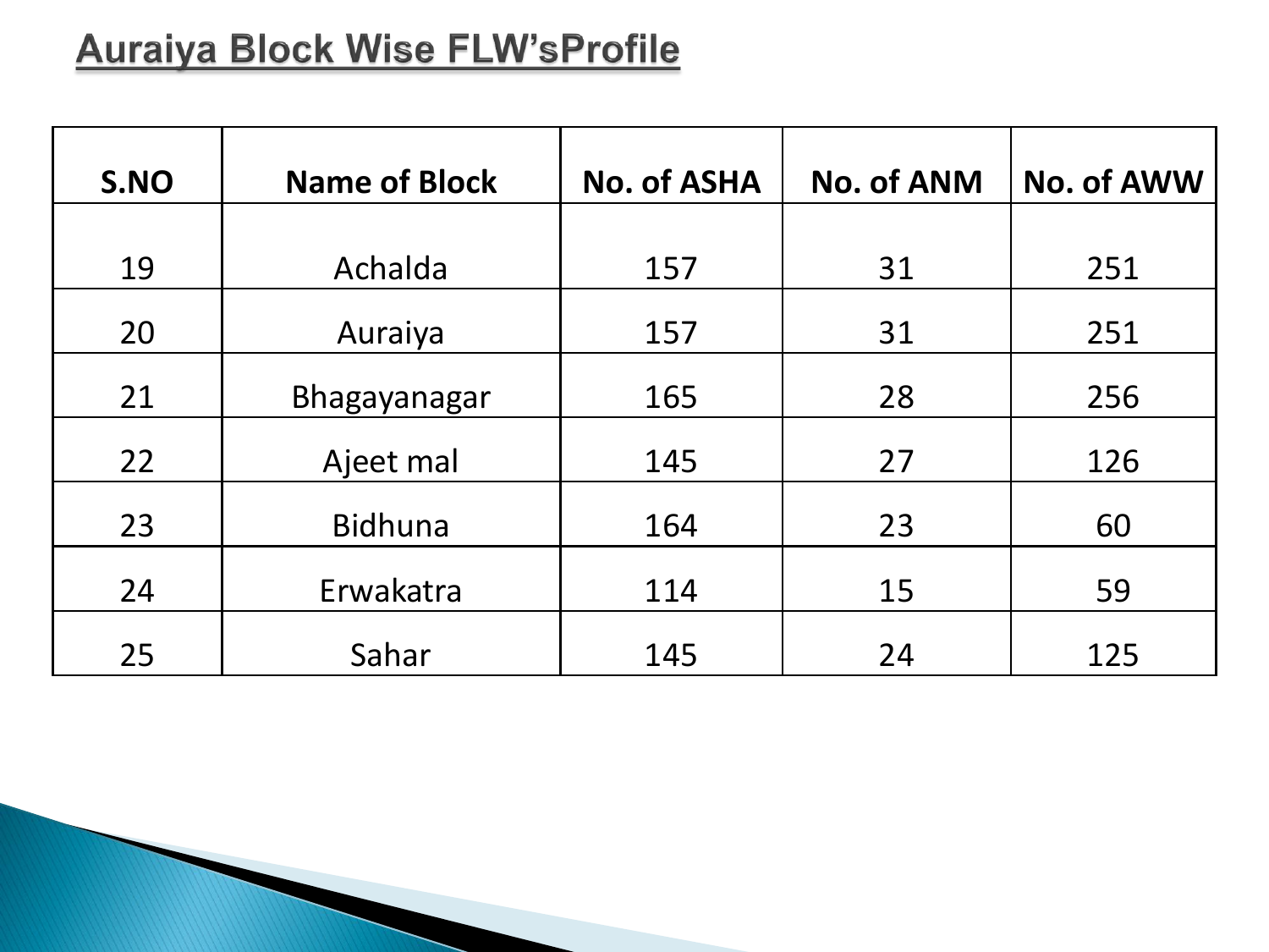# Auraiya Block Wise FLW'sProfile

| S.NO | Name of Block | No. of ASHA | No. of ANM | No. of AWW |
|---|---|---|---|---|
| 19 | Achalda | 157 | 31 | 251 |
| 20 | Auraiya | 157 | 31 | 251 |
| 21 | Bhagayanagar | 165 | 28 | 256 |
| 22 | Ajeet mal | 145 | 27 | 126 |
| 23 | Bidhuna | 164 | 23 | 60 |
| 24 | Erwakatra | 114 | 15 | 59 |
| 25 | Sahar | 145 | 24 | 125 |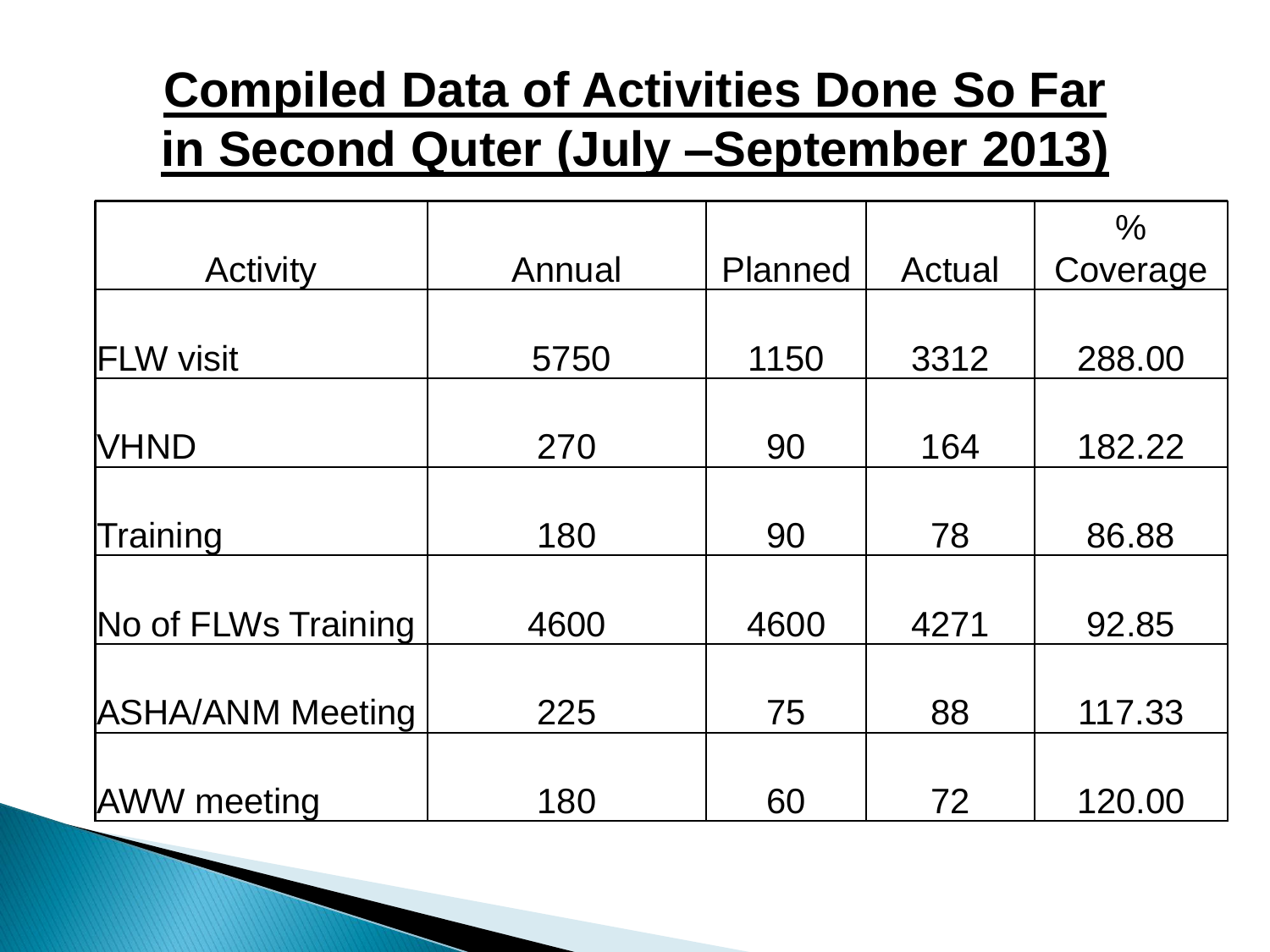# Compiled Data of Activities Done So Far in Second Quter (July –September 2013)

| Activity | Annual | Planned | Actual | % Coverage |
|---|---|---|---|---|
| FLW visit | 5750 | 1150 | 3312 | 288.00 |
| VHND | 270 | 90 | 164 | 182.22 |
| Training | 180 | 90 | 78 | 86.88 |
| No of FLWs Training | 4600 | 4600 | 4271 | 92.85 |
| ASHA/ANM Meeting | 225 | 75 | 88 | 117.33 |
| AWW meeting | 180 | 60 | 72 | 120.00 |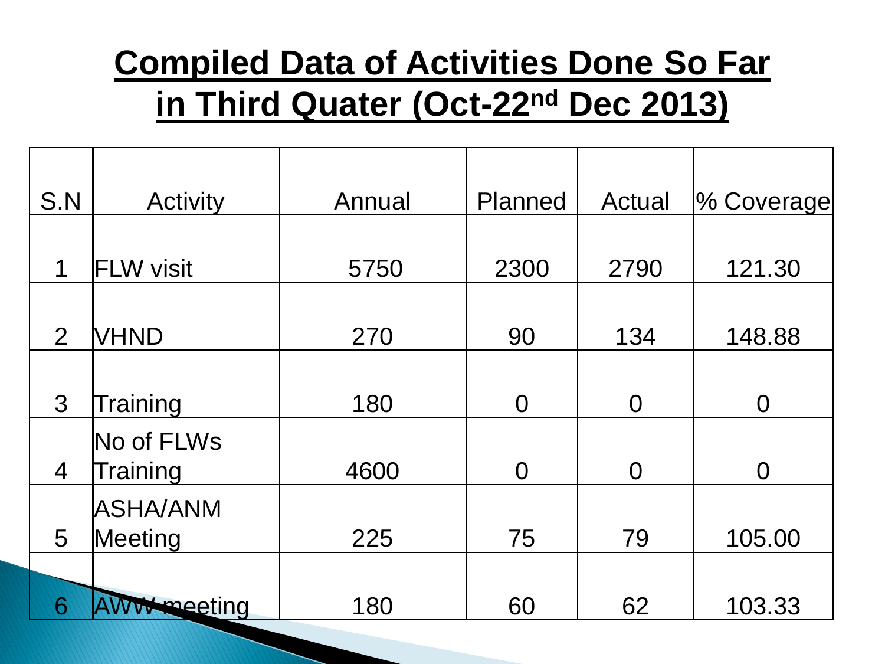# Compiled Data of Activities Done So Far in Third Quater (Oct-22nd Dec 2013)

| S.N | Activity | Annual | Planned | Actual | % Coverage |
|---|---|---|---|---|---|
| 1 | FLW visit | 5750 | 2300 | 2790 | 121.30 |
| 2 | VHND | 270 | 90 | 134 | 148.88 |
| 3 | Training | 180 | 0 | 0 | 0 |
| 4 | No of FLWs Training | 4600 | 0 | 0 | 0 |
| 5 | ASHA/ANM Meeting | 225 | 75 | 79 | 105.00 |
| 6 | AWW meeting | 180 | 60 | 62 | 103.33 |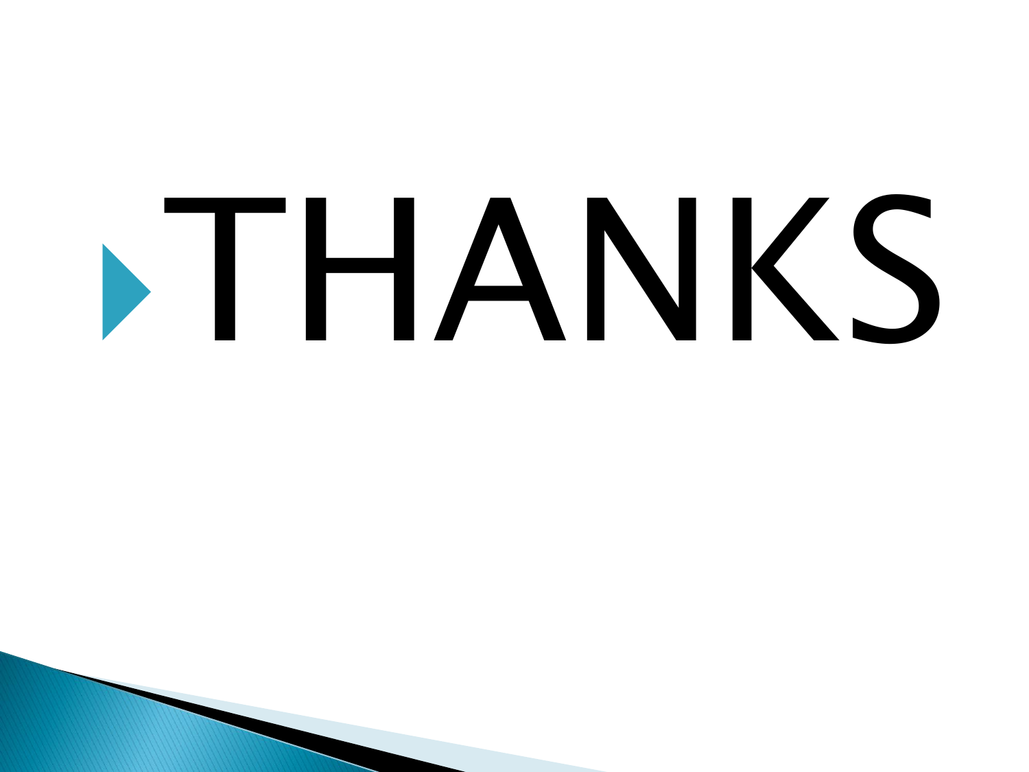- THANKS